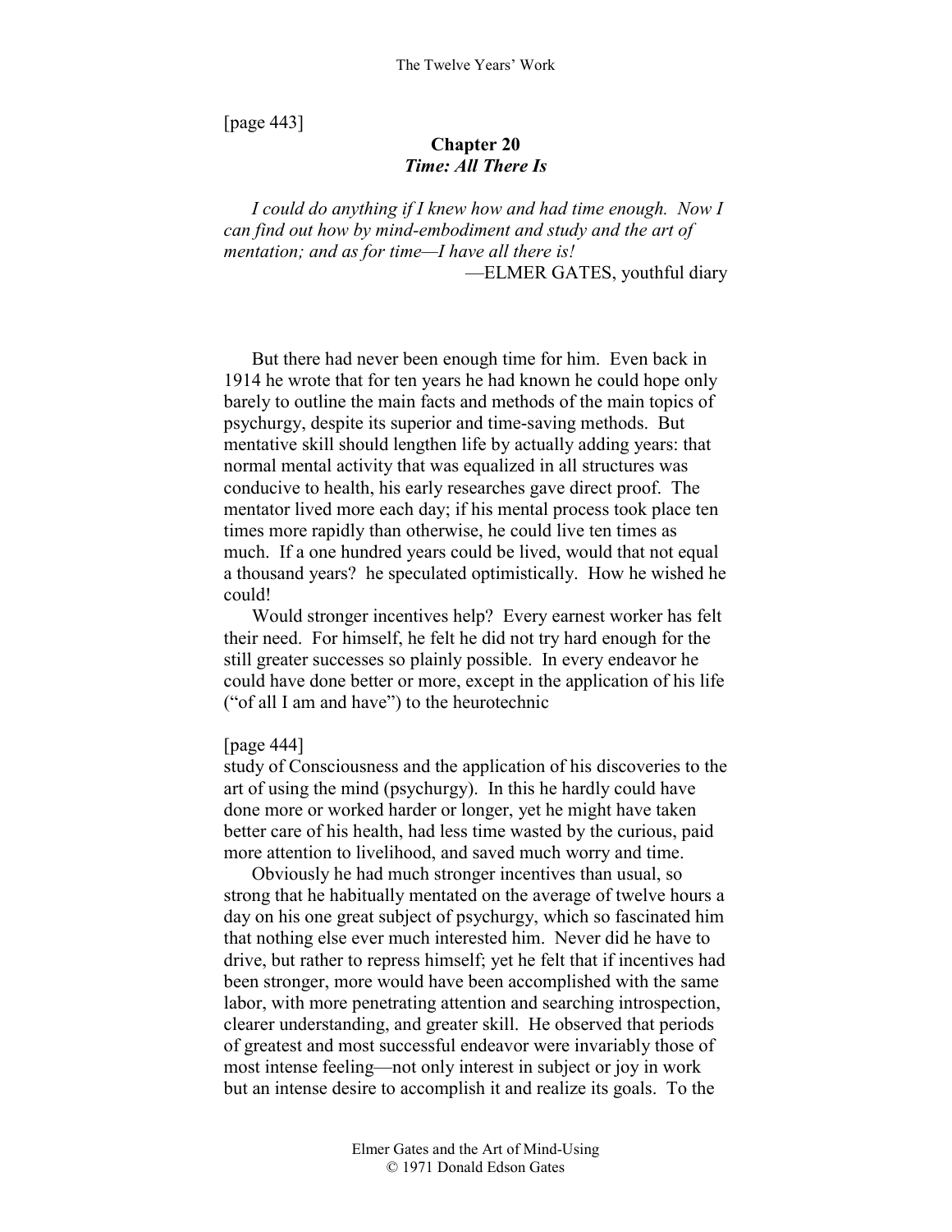[page 443]

## Chapter 20
### *Time: All There Is*

> *I could do anything if I knew how and had time enough. Now I can find out how by mind-embodiment and study and the art of mentation; and as for time—I have all there is!*
>
> —ELMER GATES, youthful diary

But there had never been enough time for him. Even back in 1914 he wrote that for ten years he had known he could hope only barely to outline the main facts and methods of the main topics of psychurgy, despite its superior and time-saving methods. But mentative skill should lengthen life by actually adding years: that normal mental activity that was equalized in all structures was conducive to health, his early researches gave direct proof. The mentator lived more each day; if his mental process took place ten times more rapidly than otherwise, he could live ten times as much. If a one hundred years could be lived, would that not equal a thousand years? he speculated optimistically. How he wished he could!

Would stronger incentives help? Every earnest worker has felt their need. For himself, he felt he did not try hard enough for the still greater successes so plainly possible. In every endeavor he could have done better or more, except in the application of his life ("of all I am and have") to the heurotechnic

[page 444]
study of Consciousness and the application of his discoveries to the art of using the mind (psychurgy). In this he hardly could have done more or worked harder or longer, yet he might have taken better care of his health, had less time wasted by the curious, paid more attention to livelihood, and saved much worry and time.

Obviously he had much stronger incentives than usual, so strong that he habitually mentated on the average of twelve hours a day on his one great subject of psychurgy, which so fascinated him that nothing else ever much interested him. Never did he have to drive, but rather to repress himself; yet he felt that if incentives had been stronger, more would have been accomplished with the same labor, with more penetrating attention and searching introspection, clearer understanding, and greater skill. He observed that periods of greatest and most successful endeavor were invariably those of most intense feeling—not only interest in subject or joy in work but an intense desire to accomplish it and realize its goals. To the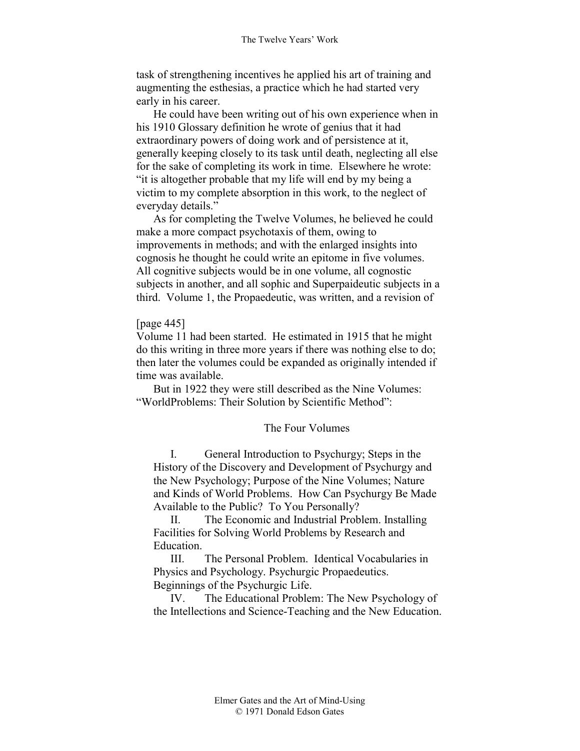task of strengthening incentives he applied his art of training and augmenting the esthesias, a practice which he had started very early in his career.

He could have been writing out of his own experience when in his 1910 Glossary definition he wrote of genius that it had extraordinary powers of doing work and of persistence at it, generally keeping closely to its task until death, neglecting all else for the sake of completing its work in time. Elsewhere he wrote: "it is altogether probable that my life will end by my being a victim to my complete absorption in this work, to the neglect of everyday details."

As for completing the Twelve Volumes, he believed he could make a more compact psychotaxis of them, owing to improvements in methods; and with the enlarged insights into cognosis he thought he could write an epitome in five volumes. All cognitive subjects would be in one volume, all cognostic subjects in another, and all sophic and Superpaideutic subjects in a third. Volume 1, the Propaedeutic, was written, and a revision of

[page 445]

Volume 11 had been started. He estimated in 1915 that he might do this writing in three more years if there was nothing else to do; then later the volumes could be expanded as originally intended if time was available.

But in 1922 they were still described as the Nine Volumes: "WorldProblems: Their Solution by Scientific Method":

The Four Volumes

I. General Introduction to Psychurgy; Steps in the History of the Discovery and Development of Psychurgy and the New Psychology; Purpose of the Nine Volumes; Nature and Kinds of World Problems. How Can Psychurgy Be Made Available to the Public? To You Personally?

II. The Economic and Industrial Problem. Installing Facilities for Solving World Problems by Research and Education.

III. The Personal Problem. Identical Vocabularies in Physics and Psychology. Psychurgic Propaedeutics. Beginnings of the Psychurgic Life.

IV. The Educational Problem: The New Psychology of the Intellections and Science-Teaching and the New Education.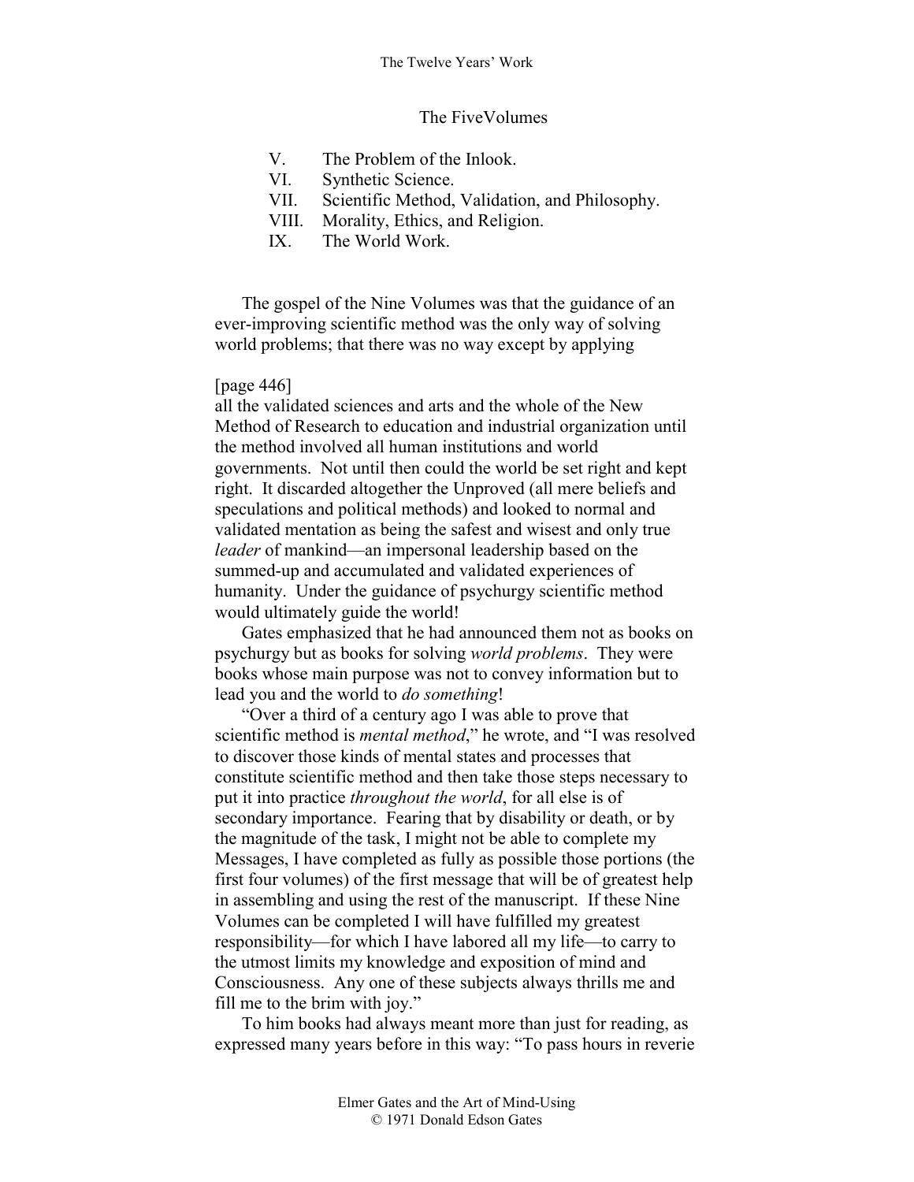The FiveVolumes

V. The Problem of the Inlook.
VI. Synthetic Science.
VII. Scientific Method, Validation, and Philosophy.
VIII. Morality, Ethics, and Religion.
IX. The World Work.

The gospel of the Nine Volumes was that the guidance of an ever-improving scientific method was the only way of solving world problems; that there was no way except by applying

[page 446]
all the validated sciences and arts and the whole of the New Method of Research to education and industrial organization until the method involved all human institutions and world governments. Not until then could the world be set right and kept right. It discarded altogether the Unproved (all mere beliefs and speculations and political methods) and looked to normal and validated mentation as being the safest and wisest and only true *leader* of mankind—an impersonal leadership based on the summed-up and accumulated and validated experiences of humanity. Under the guidance of psychurgy scientific method would ultimately guide the world!

Gates emphasized that he had announced them not as books on psychurgy but as books for solving *world problems*. They were books whose main purpose was not to convey information but to lead you and the world to *do something*!

"Over a third of a century ago I was able to prove that scientific method is *mental method*," he wrote, and "I was resolved to discover those kinds of mental states and processes that constitute scientific method and then take those steps necessary to put it into practice *throughout the world*, for all else is of secondary importance. Fearing that by disability or death, or by the magnitude of the task, I might not be able to complete my Messages, I have completed as fully as possible those portions (the first four volumes) of the first message that will be of greatest help in assembling and using the rest of the manuscript. If these Nine Volumes can be completed I will have fulfilled my greatest responsibility—for which I have labored all my life—to carry to the utmost limits my knowledge and exposition of mind and Consciousness. Any one of these subjects always thrills me and fill me to the brim with joy."

To him books had always meant more than just for reading, as expressed many years before in this way: "To pass hours in reverie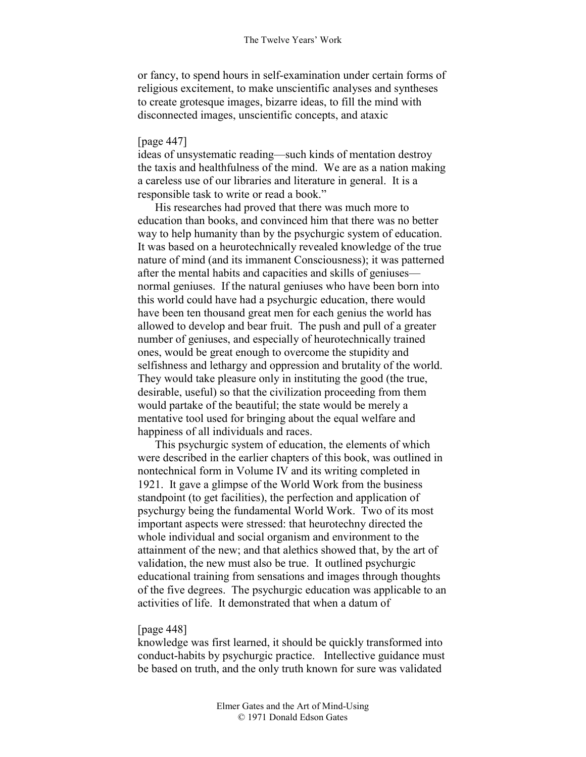or fancy, to spend hours in self-examination under certain forms of religious excitement, to make unscientific analyses and syntheses to create grotesque images, bizarre ideas, to fill the mind with disconnected images, unscientific concepts, and ataxic

[page 447]
ideas of unsystematic reading—such kinds of mentation destroy the taxis and healthfulness of the mind. We are as a nation making a careless use of our libraries and literature in general. It is a responsible task to write or read a book."

His researches had proved that there was much more to education than books, and convinced him that there was no better way to help humanity than by the psychurgic system of education. It was based on a heurotechnically revealed knowledge of the true nature of mind (and its immanent Consciousness); it was patterned after the mental habits and capacities and skills of geniuses—normal geniuses. If the natural geniuses who have been born into this world could have had a psychurgic education, there would have been ten thousand great men for each genius the world has allowed to develop and bear fruit. The push and pull of a greater number of geniuses, and especially of heurotechnically trained ones, would be great enough to overcome the stupidity and selfishness and lethargy and oppression and brutality of the world. They would take pleasure only in instituting the good (the true, desirable, useful) so that the civilization proceeding from them would partake of the beautiful; the state would be merely a mentative tool used for bringing about the equal welfare and happiness of all individuals and races.

This psychurgic system of education, the elements of which were described in the earlier chapters of this book, was outlined in nontechnical form in Volume IV and its writing completed in 1921. It gave a glimpse of the World Work from the business standpoint (to get facilities), the perfection and application of psychurgy being the fundamental World Work. Two of its most important aspects were stressed: that heurotechny directed the whole individual and social organism and environment to the attainment of the new; and that alethics showed that, by the art of validation, the new must also be true. It outlined psychurgic educational training from sensations and images through thoughts of the five degrees. The psychurgic education was applicable to an activities of life. It demonstrated that when a datum of

[page 448]
knowledge was first learned, it should be quickly transformed into conduct-habits by psychurgic practice. Intellective guidance must be based on truth, and the only truth known for sure was validated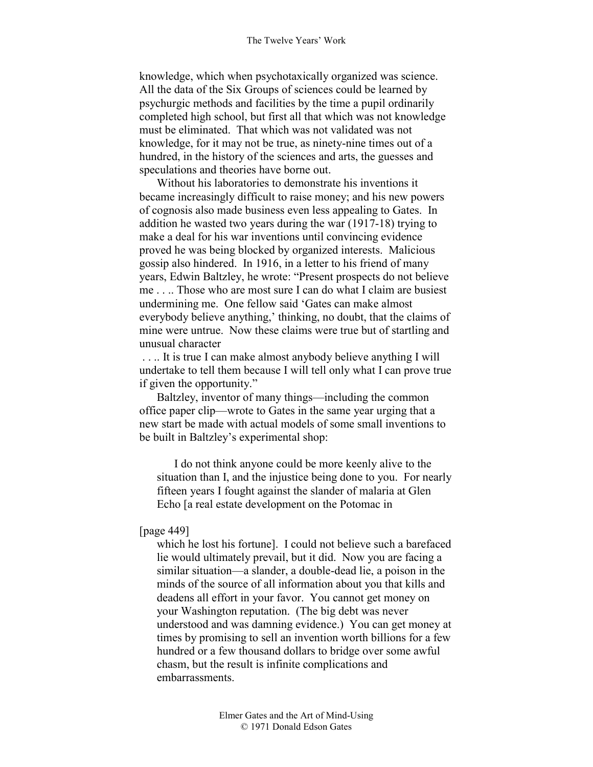knowledge, which when psychotaxically organized was science. All the data of the Six Groups of sciences could be learned by psychurgic methods and facilities by the time a pupil ordinarily completed high school, but first all that which was not knowledge must be eliminated. That which was not validated was not knowledge, for it may not be true, as ninety-nine times out of a hundred, in the history of the sciences and arts, the guesses and speculations and theories have borne out.

Without his laboratories to demonstrate his inventions it became increasingly difficult to raise money; and his new powers of cognosis also made business even less appealing to Gates. In addition he wasted two years during the war (1917-18) trying to make a deal for his war inventions until convincing evidence proved he was being blocked by organized interests. Malicious gossip also hindered. In 1916, in a letter to his friend of many years, Edwin Baltzley, he wrote: "Present prospects do not believe me . . .. Those who are most sure I can do what I claim are busiest undermining me. One fellow said 'Gates can make almost everybody believe anything,' thinking, no doubt, that the claims of mine were untrue. Now these claims were true but of startling and unusual character . . .. It is true I can make almost anybody believe anything I will undertake to tell them because I will tell only what I can prove true if given the opportunity."

Baltzley, inventor of many things—including the common office paper clip—wrote to Gates in the same year urging that a new start be made with actual models of some small inventions to be built in Baltzley's experimental shop:

> I do not think anyone could be more keenly alive to the situation than I, and the injustice being done to you. For nearly fifteen years I fought against the slander of malaria at Glen Echo [a real estate development on the Potomac in
>
> [page 449]
>
> which he lost his fortune]. I could not believe such a barefaced lie would ultimately prevail, but it did. Now you are facing a similar situation—a slander, a double-dead lie, a poison in the minds of the source of all information about you that kills and deadens all effort in your favor. You cannot get money on your Washington reputation. (The big debt was never understood and was damning evidence.) You can get money at times by promising to sell an invention worth billions for a few hundred or a few thousand dollars to bridge over some awful chasm, but the result is infinite complications and embarrassments.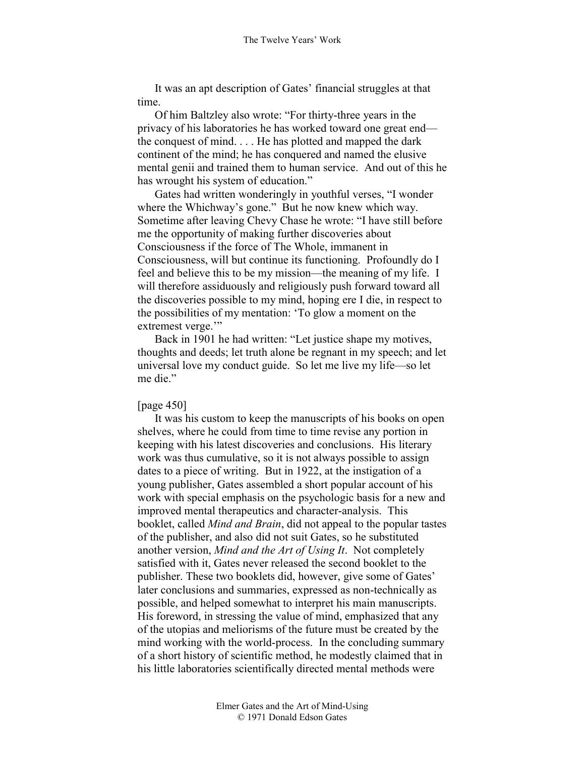It was an apt description of Gates' financial struggles at that time.

Of him Baltzley also wrote: "For thirty-three years in the privacy of his laboratories he has worked toward one great end—the conquest of mind. . . . He has plotted and mapped the dark continent of the mind; he has conquered and named the elusive mental genii and trained them to human service. And out of this he has wrought his system of education."

Gates had written wonderingly in youthful verses, "I wonder where the Whichway's gone." But he now knew which way. Sometime after leaving Chevy Chase he wrote: "I have still before me the opportunity of making further discoveries about Consciousness if the force of The Whole, immanent in Consciousness, will but continue its functioning. Profoundly do I feel and believe this to be my mission—the meaning of my life. I will therefore assiduously and religiously push forward toward all the discoveries possible to my mind, hoping ere I die, in respect to the possibilities of my mentation: 'To glow a moment on the extremest verge.'"

Back in 1901 he had written: "Let justice shape my motives, thoughts and deeds; let truth alone be regnant in my speech; and let universal love my conduct guide. So let me live my life—so let me die."

[page 450]

It was his custom to keep the manuscripts of his books on open shelves, where he could from time to time revise any portion in keeping with his latest discoveries and conclusions. His literary work was thus cumulative, so it is not always possible to assign dates to a piece of writing. But in 1922, at the instigation of a young publisher, Gates assembled a short popular account of his work with special emphasis on the psychologic basis for a new and improved mental therapeutics and character-analysis. This booklet, called *Mind and Brain*, did not appeal to the popular tastes of the publisher, and also did not suit Gates, so he substituted another version, *Mind and the Art of Using It*. Not completely satisfied with it, Gates never released the second booklet to the publisher. These two booklets did, however, give some of Gates' later conclusions and summaries, expressed as non-technically as possible, and helped somewhat to interpret his main manuscripts. His foreword, in stressing the value of mind, emphasized that any of the utopias and meliorisms of the future must be created by the mind working with the world-process. In the concluding summary of a short history of scientific method, he modestly claimed that in his little laboratories scientifically directed mental methods were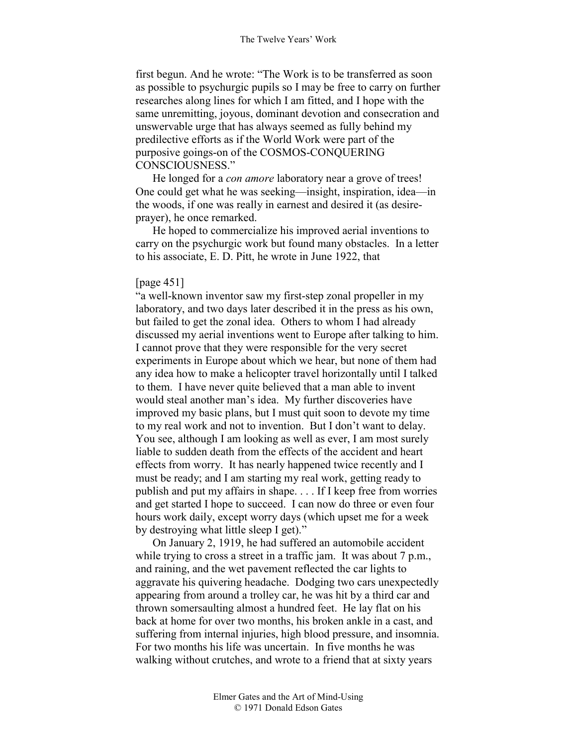first begun. And he wrote: "The Work is to be transferred as soon as possible to psychurgic pupils so I may be free to carry on further researches along lines for which I am fitted, and I hope with the same unremitting, joyous, dominant devotion and consecration and unswervable urge that has always seemed as fully behind my predilective efforts as if the World Work were part of the purposive goings-on of the COSMOS-CONQUERING CONSCIOUSNESS."

He longed for a *con amore* laboratory near a grove of trees! One could get what he was seeking—insight, inspiration, idea—in the woods, if one was really in earnest and desired it (as desire-prayer), he once remarked.

He hoped to commercialize his improved aerial inventions to carry on the psychurgic work but found many obstacles. In a letter to his associate, E. D. Pitt, he wrote in June 1922, that

[page 451]

"a well-known inventor saw my first-step zonal propeller in my laboratory, and two days later described it in the press as his own, but failed to get the zonal idea. Others to whom I had already discussed my aerial inventions went to Europe after talking to him. I cannot prove that they were responsible for the very secret experiments in Europe about which we hear, but none of them had any idea how to make a helicopter travel horizontally until I talked to them. I have never quite believed that a man able to invent would steal another man's idea. My further discoveries have improved my basic plans, but I must quit soon to devote my time to my real work and not to invention. But I don't want to delay. You see, although I am looking as well as ever, I am most surely liable to sudden death from the effects of the accident and heart effects from worry. It has nearly happened twice recently and I must be ready; and I am starting my real work, getting ready to publish and put my affairs in shape. . . . If I keep free from worries and get started I hope to succeed. I can now do three or even four hours work daily, except worry days (which upset me for a week by destroying what little sleep I get)."

On January 2, 1919, he had suffered an automobile accident while trying to cross a street in a traffic jam. It was about 7 p.m., and raining, and the wet pavement reflected the car lights to aggravate his quivering headache. Dodging two cars unexpectedly appearing from around a trolley car, he was hit by a third car and thrown somersaulting almost a hundred feet. He lay flat on his back at home for over two months, his broken ankle in a cast, and suffering from internal injuries, high blood pressure, and insomnia. For two months his life was uncertain. In five months he was walking without crutches, and wrote to a friend that at sixty years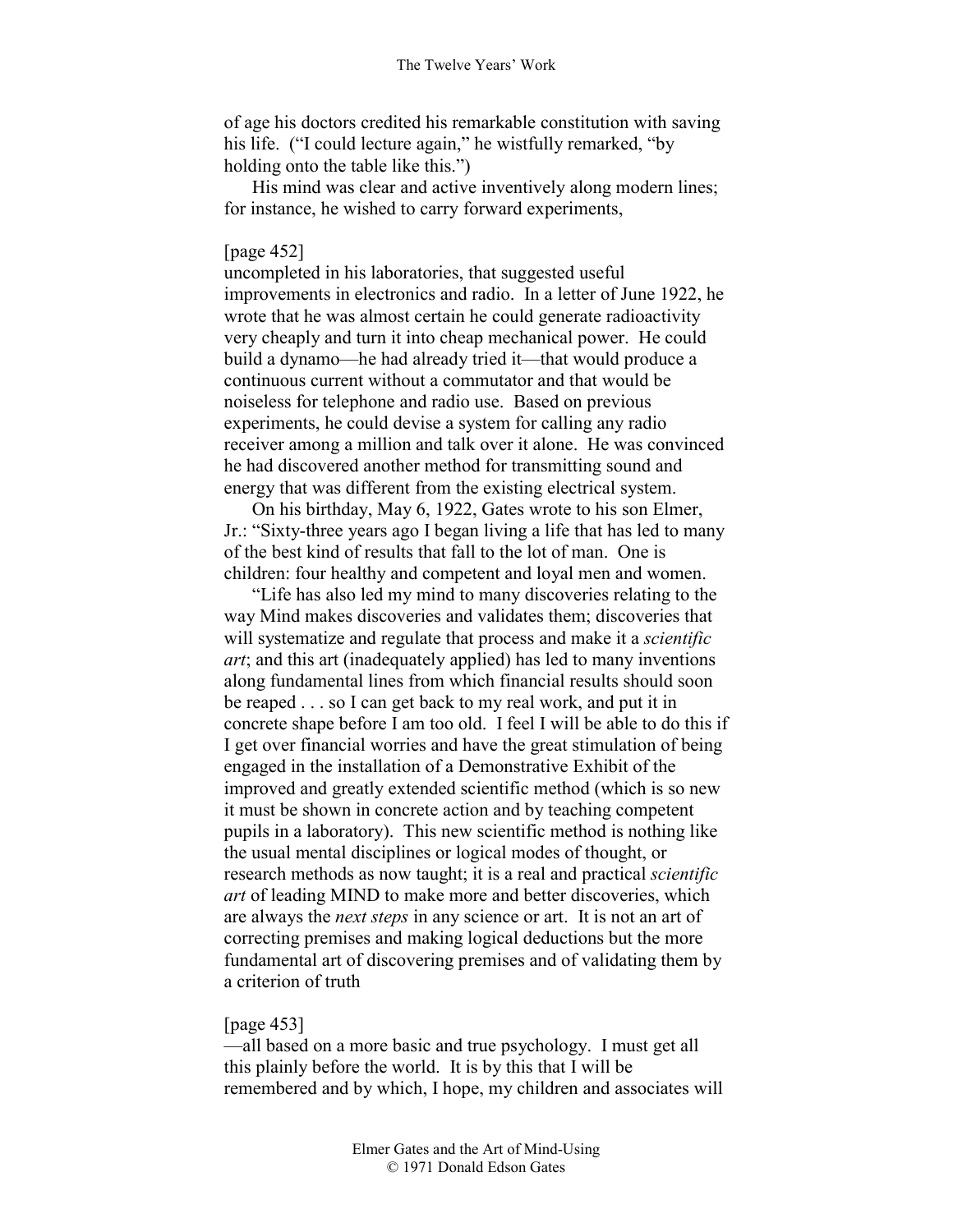of age his doctors credited his remarkable constitution with saving his life. ("I could lecture again," he wistfully remarked, "by holding onto the table like this.")

His mind was clear and active inventively along modern lines; for instance, he wished to carry forward experiments,

[page 452]
uncompleted in his laboratories, that suggested useful improvements in electronics and radio. In a letter of June 1922, he wrote that he was almost certain he could generate radioactivity very cheaply and turn it into cheap mechanical power. He could build a dynamo—he had already tried it—that would produce a continuous current without a commutator and that would be noiseless for telephone and radio use. Based on previous experiments, he could devise a system for calling any radio receiver among a million and talk over it alone. He was convinced he had discovered another method for transmitting sound and energy that was different from the existing electrical system.

On his birthday, May 6, 1922, Gates wrote to his son Elmer, Jr.: "Sixty-three years ago I began living a life that has led to many of the best kind of results that fall to the lot of man. One is children: four healthy and competent and loyal men and women.

"Life has also led my mind to many discoveries relating to the way Mind makes discoveries and validates them; discoveries that will systematize and regulate that process and make it a *scientific art*; and this art (inadequately applied) has led to many inventions along fundamental lines from which financial results should soon be reaped . . . so I can get back to my real work, and put it in concrete shape before I am too old. I feel I will be able to do this if I get over financial worries and have the great stimulation of being engaged in the installation of a Demonstrative Exhibit of the improved and greatly extended scientific method (which is so new it must be shown in concrete action and by teaching competent pupils in a laboratory). This new scientific method is nothing like the usual mental disciplines or logical modes of thought, or research methods as now taught; it is a real and practical *scientific art* of leading MIND to make more and better discoveries, which are always the *next steps* in any science or art. It is not an art of correcting premises and making logical deductions but the more fundamental art of discovering premises and of validating them by a criterion of truth

[page 453]
—all based on a more basic and true psychology. I must get all this plainly before the world. It is by this that I will be remembered and by which, I hope, my children and associates will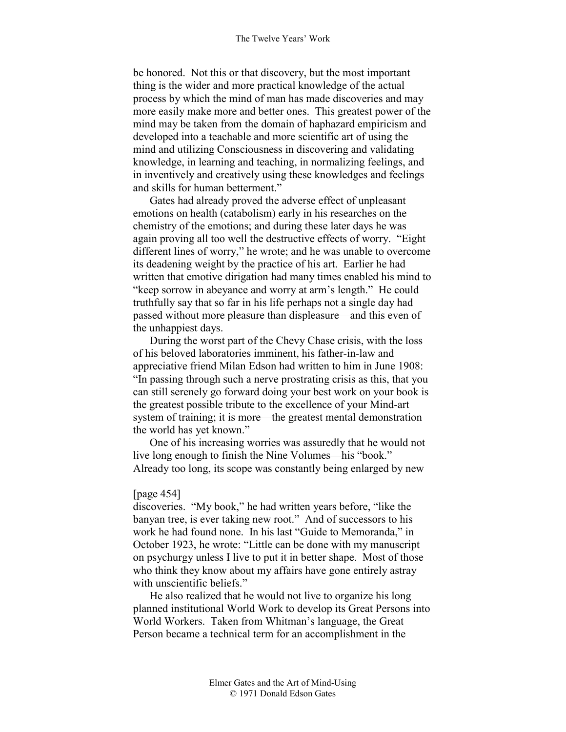be honored. Not this or that discovery, but the most important thing is the wider and more practical knowledge of the actual process by which the mind of man has made discoveries and may more easily make more and better ones. This greatest power of the mind may be taken from the domain of haphazard empiricism and developed into a teachable and more scientific art of using the mind and utilizing Consciousness in discovering and validating knowledge, in learning and teaching, in normalizing feelings, and in inventively and creatively using these knowledges and feelings and skills for human betterment."

Gates had already proved the adverse effect of unpleasant emotions on health (catabolism) early in his researches on the chemistry of the emotions; and during these later days he was again proving all too well the destructive effects of worry. "Eight different lines of worry," he wrote; and he was unable to overcome its deadening weight by the practice of his art. Earlier he had written that emotive dirigation had many times enabled his mind to "keep sorrow in abeyance and worry at arm's length." He could truthfully say that so far in his life perhaps not a single day had passed without more pleasure than displeasure—and this even of the unhappiest days.

During the worst part of the Chevy Chase crisis, with the loss of his beloved laboratories imminent, his father-in-law and appreciative friend Milan Edson had written to him in June 1908: "In passing through such a nerve prostrating crisis as this, that you can still serenely go forward doing your best work on your book is the greatest possible tribute to the excellence of your Mind-art system of training; it is more—the greatest mental demonstration the world has yet known."

One of his increasing worries was assuredly that he would not live long enough to finish the Nine Volumes—his "book." Already too long, its scope was constantly being enlarged by new

[page 454]

discoveries. "My book," he had written years before, "like the banyan tree, is ever taking new root." And of successors to his work he had found none. In his last "Guide to Memoranda," in October 1923, he wrote: "Little can be done with my manuscript on psychurgy unless I live to put it in better shape. Most of those who think they know about my affairs have gone entirely astray with unscientific beliefs."

He also realized that he would not live to organize his long planned institutional World Work to develop its Great Persons into World Workers. Taken from Whitman's language, the Great Person became a technical term for an accomplishment in the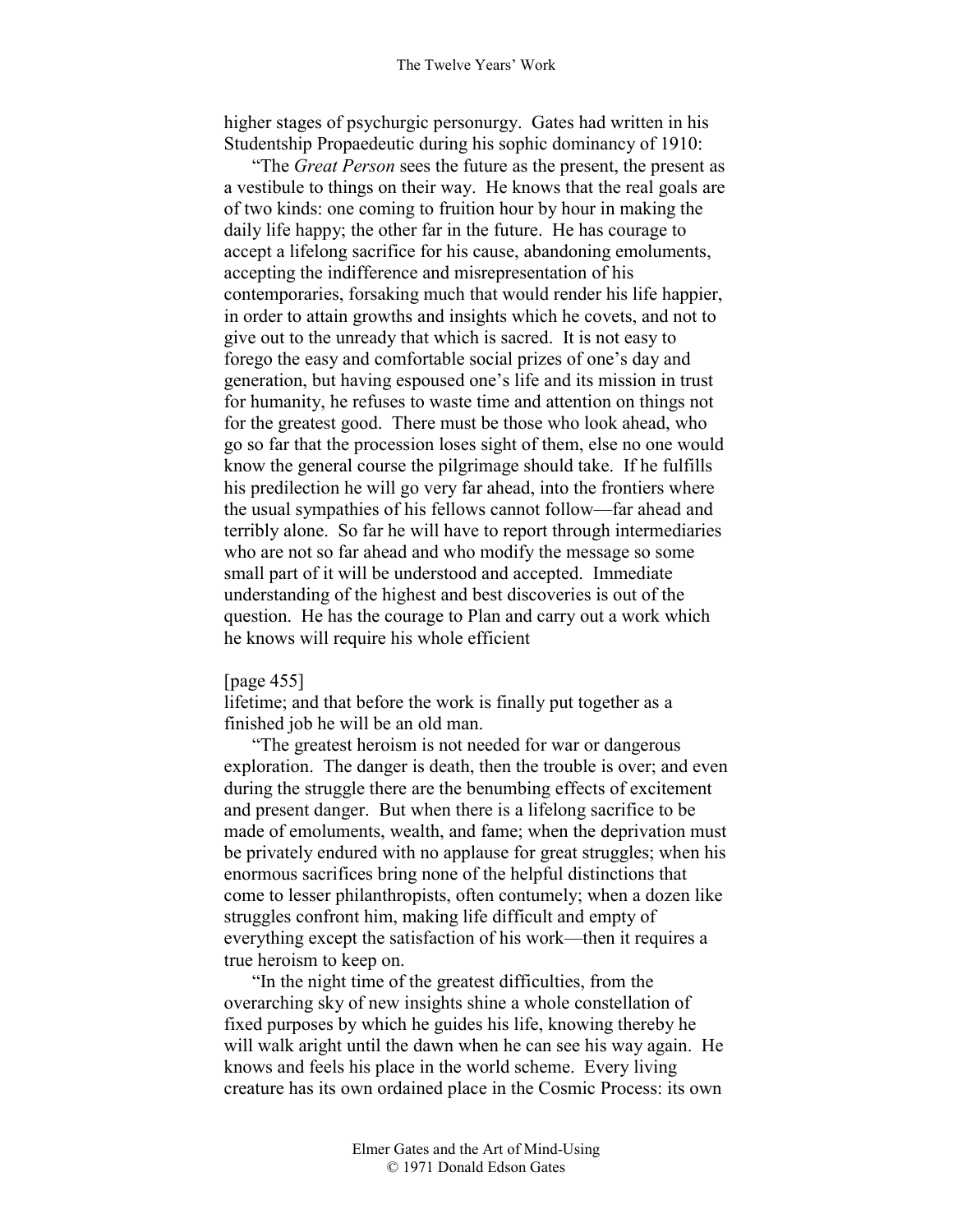higher stages of psychurgic personurgy. Gates had written in his Studentship Propaedeutic during his sophic dominancy of 1910:

"The *Great Person* sees the future as the present, the present as a vestibule to things on their way. He knows that the real goals are of two kinds: one coming to fruition hour by hour in making the daily life happy; the other far in the future. He has courage to accept a lifelong sacrifice for his cause, abandoning emoluments, accepting the indifference and misrepresentation of his contemporaries, forsaking much that would render his life happier, in order to attain growths and insights which he covets, and not to give out to the unready that which is sacred. It is not easy to forego the easy and comfortable social prizes of one's day and generation, but having espoused one's life and its mission in trust for humanity, he refuses to waste time and attention on things not for the greatest good. There must be those who look ahead, who go so far that the procession loses sight of them, else no one would know the general course the pilgrimage should take. If he fulfills his predilection he will go very far ahead, into the frontiers where the usual sympathies of his fellows cannot follow—far ahead and terribly alone. So far he will have to report through intermediaries who are not so far ahead and who modify the message so some small part of it will be understood and accepted. Immediate understanding of the highest and best discoveries is out of the question. He has the courage to Plan and carry out a work which he knows will require his whole efficient

[page 455]

lifetime; and that before the work is finally put together as a finished job he will be an old man.

"The greatest heroism is not needed for war or dangerous exploration. The danger is death, then the trouble is over; and even during the struggle there are the benumbing effects of excitement and present danger. But when there is a lifelong sacrifice to be made of emoluments, wealth, and fame; when the deprivation must be privately endured with no applause for great struggles; when his enormous sacrifices bring none of the helpful distinctions that come to lesser philanthropists, often contumely; when a dozen like struggles confront him, making life difficult and empty of everything except the satisfaction of his work—then it requires a true heroism to keep on.

"In the night time of the greatest difficulties, from the overarching sky of new insights shine a whole constellation of fixed purposes by which he guides his life, knowing thereby he will walk aright until the dawn when he can see his way again. He knows and feels his place in the world scheme. Every living creature has its own ordained place in the Cosmic Process: its own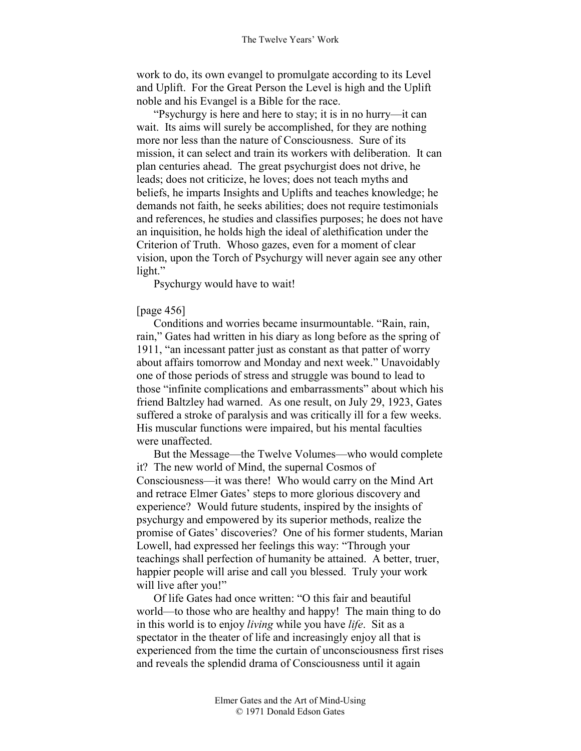work to do, its own evangel to promulgate according to its Level and Uplift. For the Great Person the Level is high and the Uplift noble and his Evangel is a Bible for the race.

"Psychurgy is here and here to stay; it is in no hurry—it can wait. Its aims will surely be accomplished, for they are nothing more nor less than the nature of Consciousness. Sure of its mission, it can select and train its workers with deliberation. It can plan centuries ahead. The great psychurgist does not drive, he leads; does not criticize, he loves; does not teach myths and beliefs, he imparts Insights and Uplifts and teaches knowledge; he demands not faith, he seeks abilities; does not require testimonials and references, he studies and classifies purposes; he does not have an inquisition, he holds high the ideal of alethification under the Criterion of Truth. Whoso gazes, even for a moment of clear vision, upon the Torch of Psychurgy will never again see any other light."

Psychurgy would have to wait!

[page 456]

Conditions and worries became insurmountable. "Rain, rain, rain," Gates had written in his diary as long before as the spring of 1911, "an incessant patter just as constant as that patter of worry about affairs tomorrow and Monday and next week." Unavoidably one of those periods of stress and struggle was bound to lead to those "infinite complications and embarrassments" about which his friend Baltzley had warned. As one result, on July 29, 1923, Gates suffered a stroke of paralysis and was critically ill for a few weeks. His muscular functions were impaired, but his mental faculties were unaffected.

But the Message—the Twelve Volumes—who would complete it? The new world of Mind, the supernal Cosmos of Consciousness—it was there! Who would carry on the Mind Art and retrace Elmer Gates' steps to more glorious discovery and experience? Would future students, inspired by the insights of psychurgy and empowered by its superior methods, realize the promise of Gates' discoveries? One of his former students, Marian Lowell, had expressed her feelings this way: "Through your teachings shall perfection of humanity be attained. A better, truer, happier people will arise and call you blessed. Truly your work will live after you!"

Of life Gates had once written: "O this fair and beautiful world—to those who are healthy and happy! The main thing to do in this world is to enjoy *living* while you have *life*. Sit as a spectator in the theater of life and increasingly enjoy all that is experienced from the time the curtain of unconsciousness first rises and reveals the splendid drama of Consciousness until it again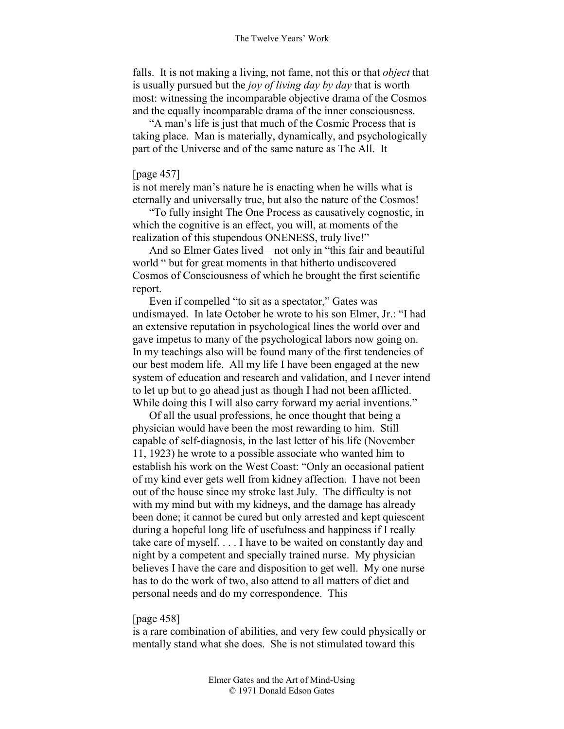falls. It is not making a living, not fame, not this or that *object* that is usually pursued but the *joy of living day by day* that is worth most: witnessing the incomparable objective drama of the Cosmos and the equally incomparable drama of the inner consciousness.

"A man's life is just that much of the Cosmic Process that is taking place. Man is materially, dynamically, and psychologically part of the Universe and of the same nature as The All. It

[page 457]
is not merely man's nature he is enacting when he wills what is eternally and universally true, but also the nature of the Cosmos!

"To fully insight The One Process as causatively cognostic, in which the cognitive is an effect, you will, at moments of the realization of this stupendous ONENESS, truly live!"

And so Elmer Gates lived—not only in "this fair and beautiful world " but for great moments in that hitherto undiscovered Cosmos of Consciousness of which he brought the first scientific report.

Even if compelled "to sit as a spectator," Gates was undismayed. In late October he wrote to his son Elmer, Jr.: "I had an extensive reputation in psychological lines the world over and gave impetus to many of the psychological labors now going on. In my teachings also will be found many of the first tendencies of our best modem life. All my life I have been engaged at the new system of education and research and validation, and I never intend to let up but to go ahead just as though I had not been afflicted. While doing this I will also carry forward my aerial inventions."

Of all the usual professions, he once thought that being a physician would have been the most rewarding to him. Still capable of self-diagnosis, in the last letter of his life (November 11, 1923) he wrote to a possible associate who wanted him to establish his work on the West Coast: "Only an occasional patient of my kind ever gets well from kidney affection. I have not been out of the house since my stroke last July. The difficulty is not with my mind but with my kidneys, and the damage has already been done; it cannot be cured but only arrested and kept quiescent during a hopeful long life of usefulness and happiness if I really take care of myself. . . . I have to be waited on constantly day and night by a competent and specially trained nurse. My physician believes I have the care and disposition to get well. My one nurse has to do the work of two, also attend to all matters of diet and personal needs and do my correspondence. This

[page 458]
is a rare combination of abilities, and very few could physically or mentally stand what she does. She is not stimulated toward this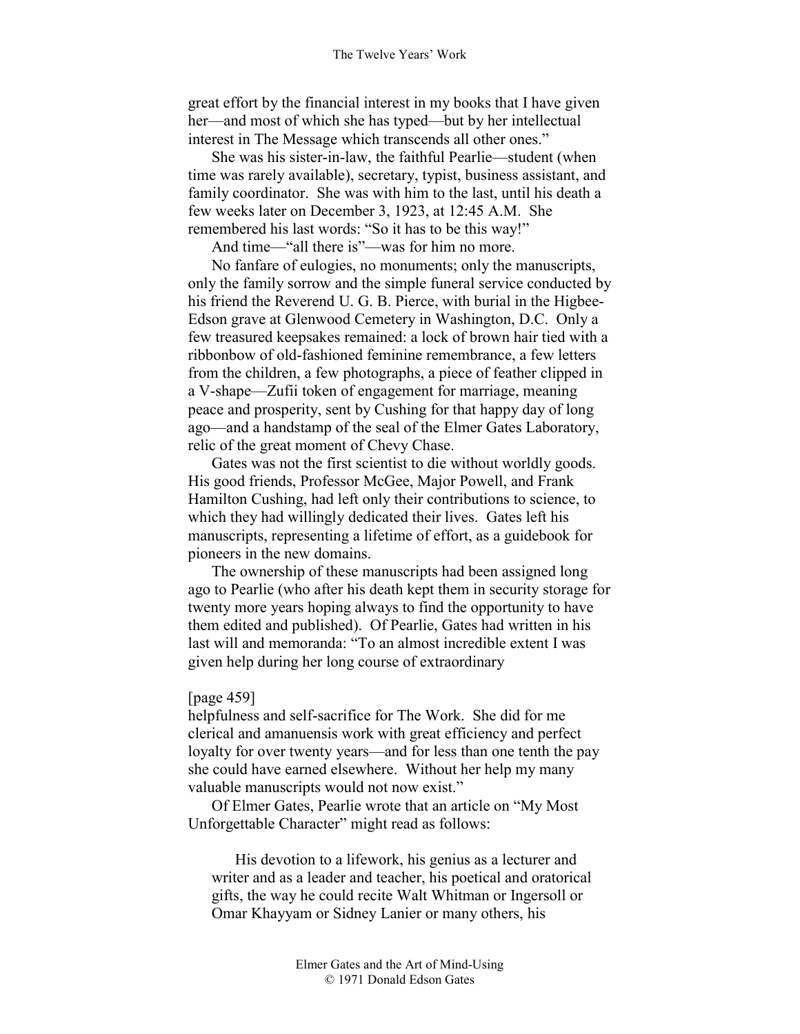great effort by the financial interest in my books that I have given her—and most of which she has typed—but by her intellectual interest in The Message which transcends all other ones."

She was his sister-in-law, the faithful Pearlie—student (when time was rarely available), secretary, typist, business assistant, and family coordinator. She was with him to the last, until his death a few weeks later on December 3, 1923, at 12:45 A.M. She remembered his last words: "So it has to be this way!"

And time—"all there is"—was for him no more.

No fanfare of eulogies, no monuments; only the manuscripts, only the family sorrow and the simple funeral service conducted by his friend the Reverend U. G. B. Pierce, with burial in the Higbee-Edson grave at Glenwood Cemetery in Washington, D.C. Only a few treasured keepsakes remained: a lock of brown hair tied with a ribbonbow of old-fashioned feminine remembrance, a few letters from the children, a few photographs, a piece of feather clipped in a V-shape—Zufii token of engagement for marriage, meaning peace and prosperity, sent by Cushing for that happy day of long ago—and a handstamp of the seal of the Elmer Gates Laboratory, relic of the great moment of Chevy Chase.

Gates was not the first scientist to die without worldly goods. His good friends, Professor McGee, Major Powell, and Frank Hamilton Cushing, had left only their contributions to science, to which they had willingly dedicated their lives. Gates left his manuscripts, representing a lifetime of effort, as a guidebook for pioneers in the new domains.

The ownership of these manuscripts had been assigned long ago to Pearlie (who after his death kept them in security storage for twenty more years hoping always to find the opportunity to have them edited and published). Of Pearlie, Gates had written in his last will and memoranda: "To an almost incredible extent I was given help during her long course of extraordinary

[page 459]
helpfulness and self-sacrifice for The Work. She did for me clerical and amanuensis work with great efficiency and perfect loyalty for over twenty years—and for less than one tenth the pay she could have earned elsewhere. Without her help my many valuable manuscripts would not now exist."

Of Elmer Gates, Pearlie wrote that an article on "My Most Unforgettable Character" might read as follows:

> His devotion to a lifework, his genius as a lecturer and writer and as a leader and teacher, his poetical and oratorical gifts, the way he could recite Walt Whitman or Ingersoll or Omar Khayyam or Sidney Lanier or many others, his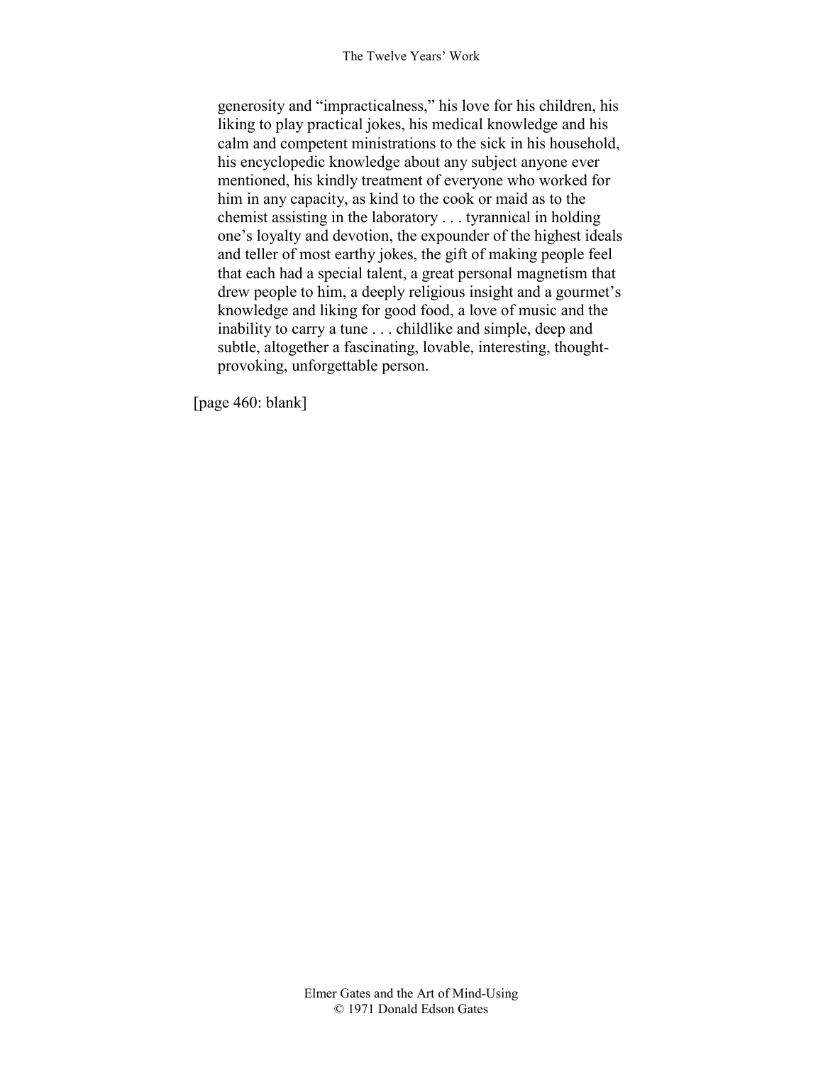generosity and "impracticalness," his love for his children, his liking to play practical jokes, his medical knowledge and his calm and competent ministrations to the sick in his household, his encyclopedic knowledge about any subject anyone ever mentioned, his kindly treatment of everyone who worked for him in any capacity, as kind to the cook or maid as to the chemist assisting in the laboratory . . . tyrannical in holding one's loyalty and devotion, the expounder of the highest ideals and teller of most earthy jokes, the gift of making people feel that each had a special talent, a great personal magnetism that drew people to him, a deeply religious insight and a gourmet's knowledge and liking for good food, a love of music and the inability to carry a tune . . . childlike and simple, deep and subtle, altogether a fascinating, lovable, interesting, thought-provoking, unforgettable person.

[page 460: blank]